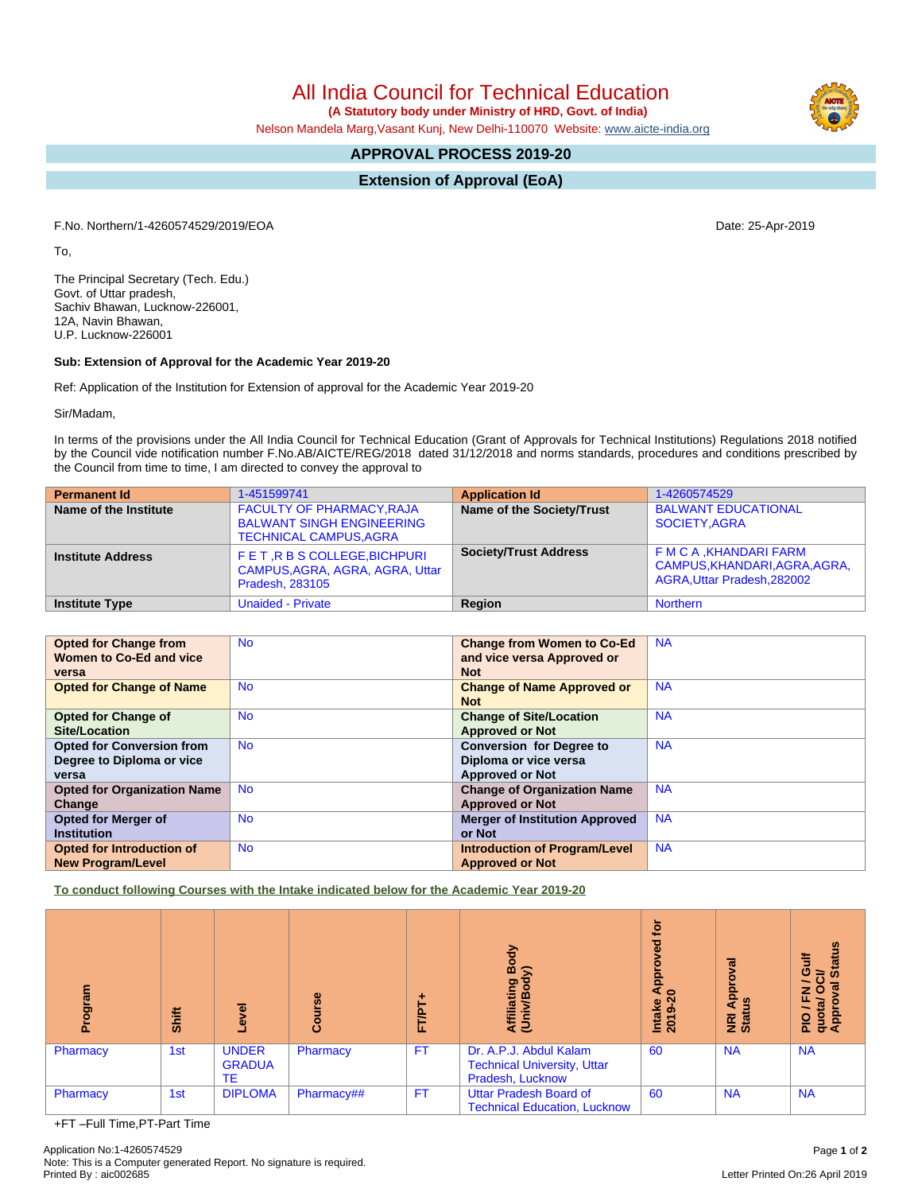# All India Council for Technical Education

**(A Statutory body under Ministry of HRD, Govt. of India)**

Nelson Mandela Marg,Vasant Kunj, New Delhi-110070 Website: www.aicte-india.org

## APPROVAL PROCESS 2019-20

## Extension of Approval (EoA)

F.No. Northern/1-4260574529/2019/EOA

Date: 25-Apr-2019

To,

The Principal Secretary (Tech. Edu.)
Govt. of Uttar pradesh,
Sachiv Bhawan, Lucknow-226001,
12A, Navin Bhawan,
U.P. Lucknow-226001

**Sub: Extension of Approval for the Academic Year 2019-20**

Ref: Application of the Institution for Extension of approval for the Academic Year 2019-20

Sir/Madam,

In terms of the provisions under the All India Council for Technical Education (Grant of Approvals for Technical Institutions) Regulations 2018 notified by the Council vide notification number F.No.AB/AICTE/REG/2018 dated 31/12/2018 and norms standards, procedures and conditions prescribed by the Council from time to time, I am directed to convey the approval to

| **Permanent Id** | 1-451599741 | **Application Id** | 1-4260574529 |
|---|---|---|---|
| **Name of the Institute** | FACULTY OF PHARMACY,RAJA BALWANT SINGH ENGINEERING TECHNICAL CAMPUS,AGRA | **Name of the Society/Trust** | BALWANT EDUCATIONAL SOCIETY,AGRA |
| **Institute Address** | F E T ,R B S COLLEGE,BICHPURI CAMPUS,AGRA, AGRA, AGRA, Uttar Pradesh, 283105 | **Society/Trust Address** | F M C A ,KHANDARI FARM CAMPUS,KHANDARI,AGRA,AGRA, AGRA,Uttar Pradesh,282002 |
| **Institute Type** | Unaided - Private | **Region** | Northern |

| | | | |
|---|---|---|---|
| **Opted for Change from Women to Co-Ed and vice versa** | No | **Change from Women to Co-Ed and vice versa Approved or Not** | NA |
| **Opted for Change of Name** | No | **Change of Name Approved or Not** | NA |
| **Opted for Change of Site/Location** | No | **Change of Site/Location Approved or Not** | NA |
| **Opted for Conversion from Degree to Diploma or vice versa** | No | **Conversion for Degree to Diploma or vice versa Approved or Not** | NA |
| **Opted for Organization Name Change** | No | **Change of Organization Name Approved or Not** | NA |
| **Opted for Merger of Institution** | No | **Merger of Institution Approved or Not** | NA |
| **Opted for Introduction of New Program/Level** | No | **Introduction of Program/Level Approved or Not** | NA |

**To conduct following Courses with the Intake indicated below for the Academic Year 2019-20**

| Program | Shift | Level | Course | FT/PT+ | Affiliating Body (Univ/Body) | Intake Approved for 2019-20 | NRI Approval Status | PIO / FN / Gulf quota/ OCI/ Approval Status |
|---|---|---|---|---|---|---|---|---|
| Pharmacy | 1st | UNDER GRADUATE | Pharmacy | FT | Dr. A.P.J. Abdul Kalam Technical University, Uttar Pradesh, Lucknow | 60 | NA | NA |
| Pharmacy | 1st | DIPLOMA | Pharmacy## | FT | Uttar Pradesh Board of Technical Education, Lucknow | 60 | NA | NA |

+FT –Full Time,PT-Part Time

Application No:1-4260574529
Note: This is a Computer generated Report. No signature is required.
Printed By : aic002685

Letter Printed On:26 April 2019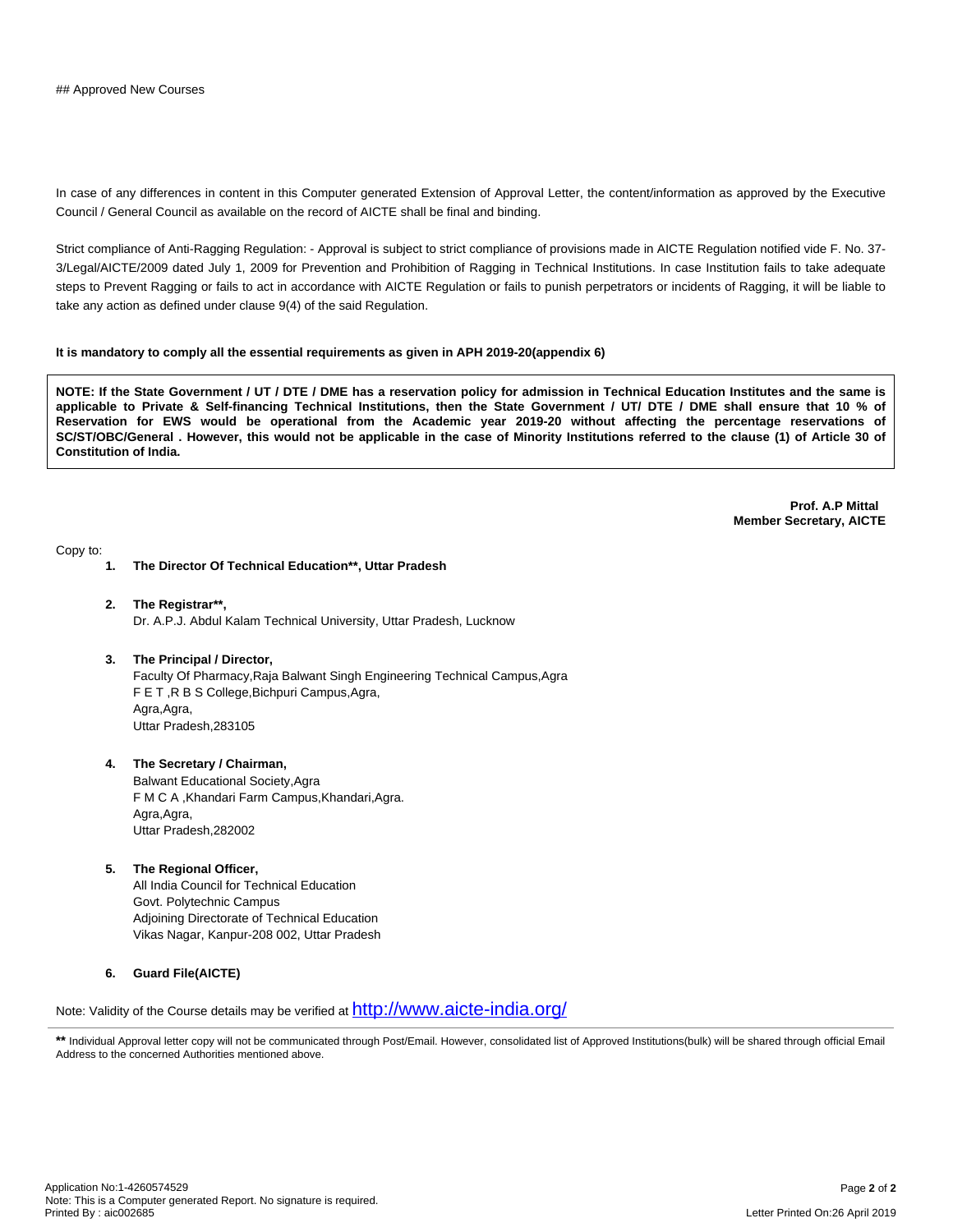## Approved New Courses

In case of any differences in content in this Computer generated Extension of Approval Letter, the content/information as approved by the Executive Council / General Council as available on the record of AICTE shall be final and binding.

Strict compliance of Anti-Ragging Regulation: - Approval is subject to strict compliance of provisions made in AICTE Regulation notified vide F. No. 37-3/Legal/AICTE/2009 dated July 1, 2009 for Prevention and Prohibition of Ragging in Technical Institutions. In case Institution fails to take adequate steps to Prevent Ragging or fails to act in accordance with AICTE Regulation or fails to punish perpetrators or incidents of Ragging, it will be liable to take any action as defined under clause 9(4) of the said Regulation.

**It is mandatory to comply all the essential requirements as given in APH 2019-20(appendix 6)**

**NOTE: If the State Government / UT / DTE / DME has a reservation policy for admission in Technical Education Institutes and the same is applicable to Private & Self-financing Technical Institutions, then the State Government / UT/ DTE / DME shall ensure that 10 % of Reservation for EWS would be operational from the Academic year 2019-20 without affecting the percentage reservations of SC/ST/OBC/General . However, this would not be applicable in the case of Minority Institutions referred to the clause (1) of Article 30 of Constitution of India.**

**Prof. A.P Mittal**
**Member Secretary, AICTE**

Copy to:

1. **The Director Of Technical Education**, Uttar Pradesh**

2. **The Registrar**,**
   Dr. A.P.J. Abdul Kalam Technical University, Uttar Pradesh, Lucknow

3. **The Principal / Director,**
   Faculty Of Pharmacy,Raja Balwant Singh Engineering Technical Campus,Agra
   F E T ,R B S College,Bichpuri Campus,Agra,
   Agra,Agra,
   Uttar Pradesh,283105

4. **The Secretary / Chairman,**
   Balwant Educational Society,Agra
   F M C A ,Khandari Farm Campus,Khandari,Agra.
   Agra,Agra,
   Uttar Pradesh,282002

5. **The Regional Officer,**
   All India Council for Technical Education
   Govt. Polytechnic Campus
   Adjoining Directorate of Technical Education
   Vikas Nagar, Kanpur-208 002, Uttar Pradesh

6. **Guard File(AICTE)**

Note: Validity of the Course details may be verified at http://www.aicte-india.org/

**\*\*** Individual Approval letter copy will not be communicated through Post/Email. However, consolidated list of Approved Institutions(bulk) will be shared through official Email Address to the concerned Authorities mentioned above.

Application No:1-4260574529
Note: This is a Computer generated Report. No signature is required.
Printed By : aic002685

Letter Printed On:26 April 2019